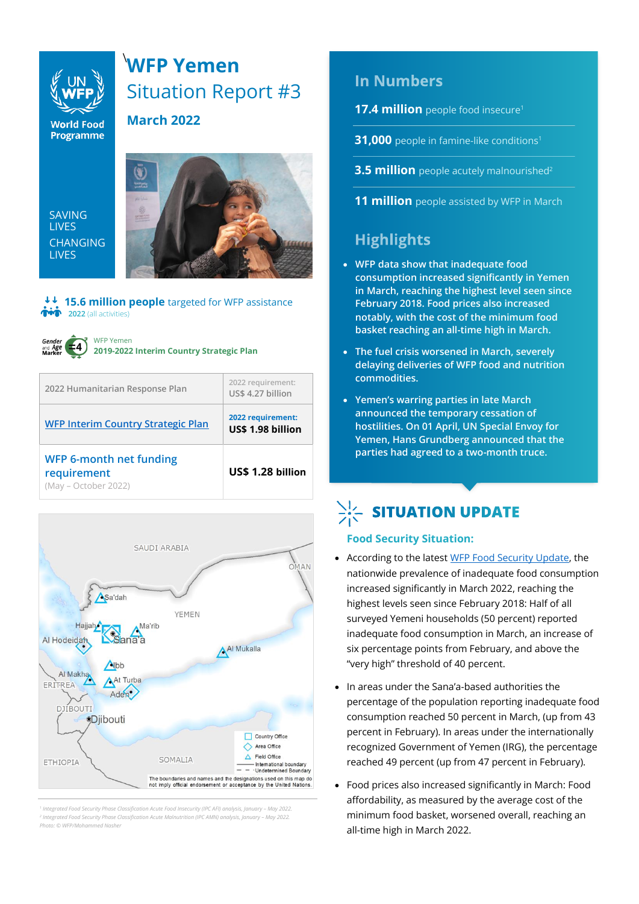# WFP Yemen

## Situation Report #3

### March 2022

SAVING LIVES
CHANGING LIVES

**15.6 million people** targeted for WFP assistance
2022 (all activities)

WFP Yemen
**2019-2022 Interim Country Strategic Plan**

| 2022 Humanitarian Response Plan | 2022 requirement: US$ 4.27 billion |
|---|---|
| WFP Interim Country Strategic Plan | **2022 requirement: US$ 1.98 billion** |
| WFP 6-month net funding requirement (May – October 2022) | **US$ 1.28 billion** |

[1] Integrated Food Security Phase Classification Acute Food Insecurity (IPC AFI) analysis, January – May 2022.
[2] Integrated Food Security Phase Classification Acute Malnutrition (IPC AMN) analysis, January – May 2022.
Photo: © WFP/Mohammed Nasher

## In Numbers

**17.4 million** people food insecure[1]

**31,000** people in famine-like conditions[1]

**3.5 million** people acutely malnourished[2]

**11 million** people assisted by WFP in March

## Highlights

- WFP data show that inadequate food consumption increased significantly in Yemen in March, reaching the highest level seen since February 2018. Food prices also increased notably, with the cost of the minimum food basket reaching an all-time high in March.
- The fuel crisis worsened in March, severely delaying deliveries of WFP food and nutrition commodities.
- Yemen's warring parties in late March announced the temporary cessation of hostilities. On 01 April, UN Special Envoy for Yemen, Hans Grundberg announced that the parties had agreed to a two-month truce.

## SITUATION UPDATE

### Food Security Situation:

- According to the latest WFP Food Security Update, the nationwide prevalence of inadequate food consumption increased significantly in March 2022, reaching the highest levels seen since February 2018: Half of all surveyed Yemeni households (50 percent) reported inadequate food consumption in March, an increase of six percentage points from February, and above the "very high" threshold of 40 percent.
- In areas under the Sana'a-based authorities the percentage of the population reporting inadequate food consumption reached 50 percent in March, (up from 43 percent in February). In areas under the internationally recognized Government of Yemen (IRG), the percentage reached 49 percent (up from 47 percent in February).
- Food prices also increased significantly in March: Food affordability, as measured by the average cost of the minimum food basket, worsened overall, reaching an all-time high in March 2022.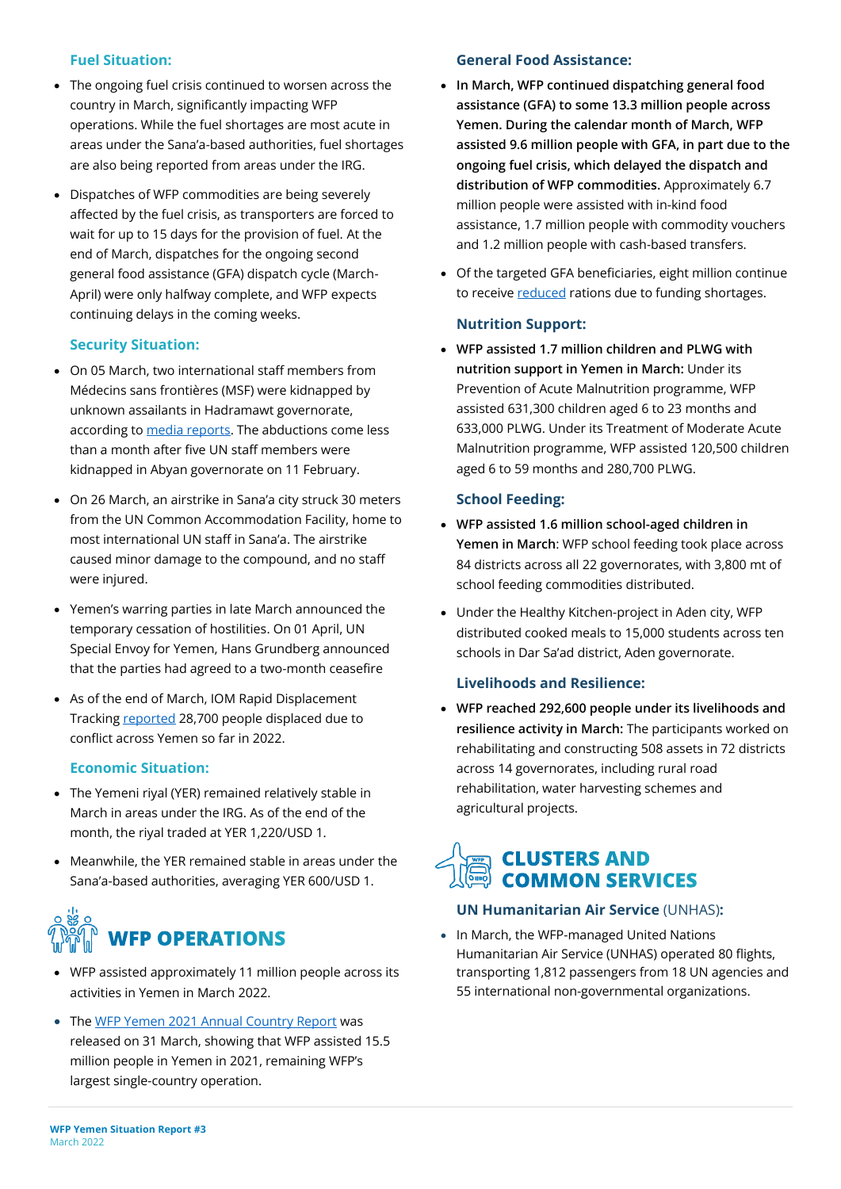### Fuel Situation:

- The ongoing fuel crisis continued to worsen across the country in March, significantly impacting WFP operations. While the fuel shortages are most acute in areas under the Sana'a-based authorities, fuel shortages are also being reported from areas under the IRG.
- Dispatches of WFP commodities are being severely affected by the fuel crisis, as transporters are forced to wait for up to 15 days for the provision of fuel. At the end of March, dispatches for the ongoing second general food assistance (GFA) dispatch cycle (March-April) were only halfway complete, and WFP expects continuing delays in the coming weeks.

### Security Situation:

- On 05 March, two international staff members from Médecins sans frontières (MSF) were kidnapped by unknown assailants in Hadramawt governorate, according to media reports. The abductions come less than a month after five UN staff members were kidnapped in Abyan governorate on 11 February.
- On 26 March, an airstrike in Sana'a city struck 30 meters from the UN Common Accommodation Facility, home to most international UN staff in Sana'a. The airstrike caused minor damage to the compound, and no staff were injured.
- Yemen's warring parties in late March announced the temporary cessation of hostilities. On 01 April, UN Special Envoy for Yemen, Hans Grundberg announced that the parties had agreed to a two-month ceasefire
- As of the end of March, IOM Rapid Displacement Tracking reported 28,700 people displaced due to conflict across Yemen so far in 2022.

### Economic Situation:

- The Yemeni riyal (YER) remained relatively stable in March in areas under the IRG. As of the end of the month, the riyal traded at YER 1,220/USD 1.
- Meanwhile, the YER remained stable in areas under the Sana'a-based authorities, averaging YER 600/USD 1.

## WFP OPERATIONS

- WFP assisted approximately 11 million people across its activities in Yemen in March 2022.
- The WFP Yemen 2021 Annual Country Report was released on 31 March, showing that WFP assisted 15.5 million people in Yemen in 2021, remaining WFP's largest single-country operation.

### General Food Assistance:

- **In March, WFP continued dispatching general food assistance (GFA) to some 13.3 million people across Yemen. During the calendar month of March, WFP assisted 9.6 million people with GFA, in part due to the ongoing fuel crisis, which delayed the dispatch and distribution of WFP commodities.** Approximately 6.7 million people were assisted with in-kind food assistance, 1.7 million people with commodity vouchers and 1.2 million people with cash-based transfers.
- Of the targeted GFA beneficiaries, eight million continue to receive reduced rations due to funding shortages.

### Nutrition Support:

- **WFP assisted 1.7 million children and PLWG with nutrition support in Yemen in March:** Under its Prevention of Acute Malnutrition programme, WFP assisted 631,300 children aged 6 to 23 months and 633,000 PLWG. Under its Treatment of Moderate Acute Malnutrition programme, WFP assisted 120,500 children aged 6 to 59 months and 280,700 PLWG.

### School Feeding:

- **WFP assisted 1.6 million school-aged children in Yemen in March**: WFP school feeding took place across 84 districts across all 22 governorates, with 3,800 mt of school feeding commodities distributed.
- Under the Healthy Kitchen-project in Aden city, WFP distributed cooked meals to 15,000 students across ten schools in Dar Sa'ad district, Aden governorate.

### Livelihoods and Resilience:

- **WFP reached 292,600 people under its livelihoods and resilience activity in March:** The participants worked on rehabilitating and constructing 508 assets in 72 districts across 14 governorates, including rural road rehabilitation, water harvesting schemes and agricultural projects.

## CLUSTERS AND COMMON SERVICES

### UN Humanitarian Air Service (UNHAS):

- In March, the WFP-managed United Nations Humanitarian Air Service (UNHAS) operated 80 flights, transporting 1,812 passengers from 18 UN agencies and 55 international non-governmental organizations.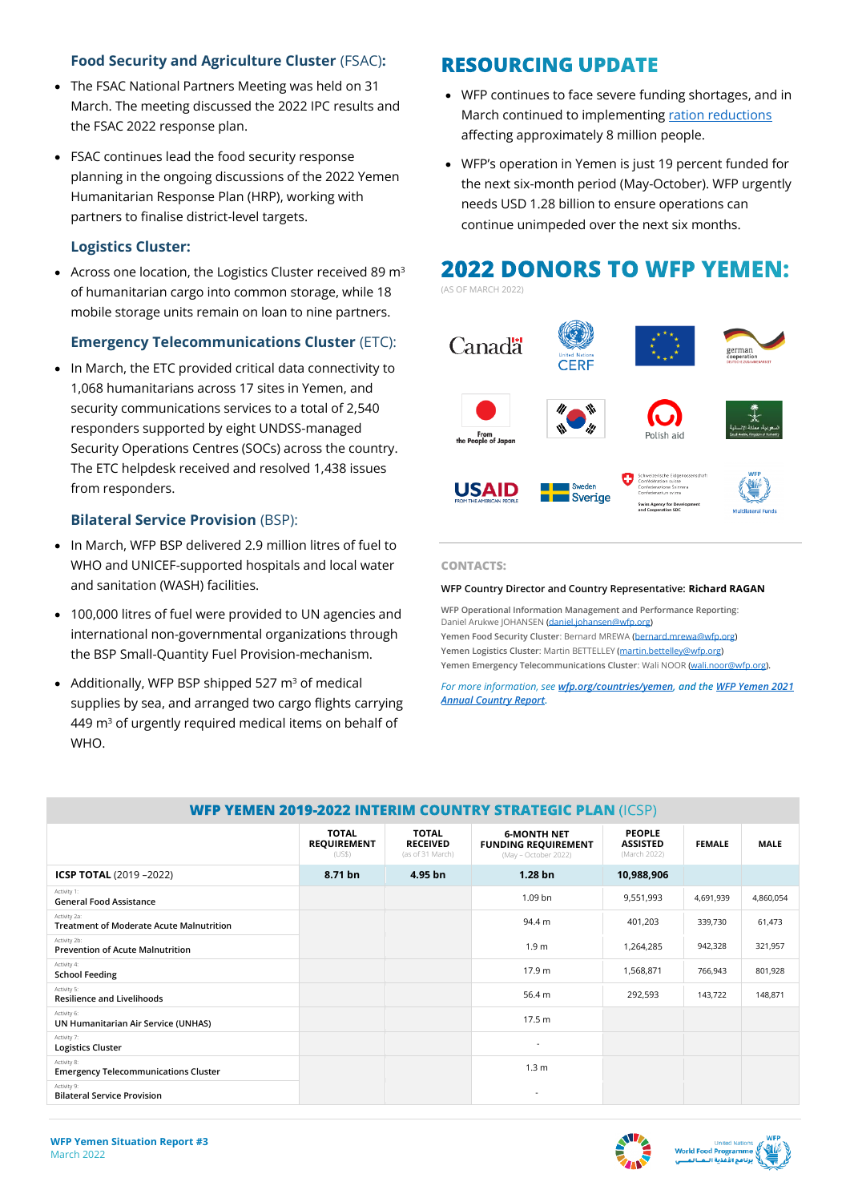### Food Security and Agriculture Cluster (FSAC):

- The FSAC National Partners Meeting was held on 31 March. The meeting discussed the 2022 IPC results and the FSAC 2022 response plan.
- FSAC continues lead the food security response planning in the ongoing discussions of the 2022 Yemen Humanitarian Response Plan (HRP), working with partners to finalise district-level targets.

### Logistics Cluster:

- Across one location, the Logistics Cluster received 89 $m^3$ of humanitarian cargo into common storage, while 18 mobile storage units remain on loan to nine partners.

### Emergency Telecommunications Cluster (ETC):

- In March, the ETC provided critical data connectivity to 1,068 humanitarians across 17 sites in Yemen, and security communications services to a total of 2,540 responders supported by eight UNDSS-managed Security Operations Centres (SOCs) across the country. The ETC helpdesk received and resolved 1,438 issues from responders.

### Bilateral Service Provision (BSP):

- In March, WFP BSP delivered 2.9 million litres of fuel to WHO and UNICEF-supported hospitals and local water and sanitation (WASH) facilities.
- 100,000 litres of fuel were provided to UN agencies and international non-governmental organizations through the BSP Small-Quantity Fuel Provision-mechanism.
- Additionally, WFP BSP shipped 527 $m^3$ of medical supplies by sea, and arranged two cargo flights carrying 449 $m^3$ of urgently required medical items on behalf of WHO.

## RESOURCING UPDATE

- WFP continues to face severe funding shortages, and in March continued to implementing ration reductions affecting approximately 8 million people.
- WFP's operation in Yemen is just 19 percent funded for the next six-month period (May-October). WFP urgently needs USD 1.28 billion to ensure operations can continue unimpeded over the next six months.

## 2022 DONORS TO WFP YEMEN:

(AS OF MARCH 2022)

Canada, United Nations CERF, European Union, German Cooperation, From the People of Japan, Republic of Korea, Polish aid, Saudi Arabia, USAID, Sweden Sverige, Swiss Agency for Development and Cooperation SDC, WFP Multilateral Funds

**CONTACTS:**

WFP Country Director and Country Representative: **Richard RAGAN**

WFP Operational Information Management and Performance Reporting: Daniel Arukwe JOHANSEN (daniel.johansen@wfp.org)
Yemen Food Security Cluster: Bernard MREWA (bernard.mrewa@wfp.org)
Yemen Logistics Cluster: Martin BETTELLEY (martin.bettelley@wfp.org)
Yemen Emergency Telecommunications Cluster: Wali NOOR (wali.noor@wfp.org).

*For more information, see wfp.org/countries/yemen, and the WFP Yemen 2021 Annual Country Report.*

### WFP YEMEN 2019-2022 INTERIM COUNTRY STRATEGIC PLAN (ICSP)

| | TOTAL REQUIREMENT (US$) | TOTAL RECEIVED (as of 31 March) | 6-MONTH NET FUNDING REQUIREMENT (May – October 2022) | PEOPLE ASSISTED (March 2022) | FEMALE | MALE |
|---|---|---|---|---|---|---|
| **ICSP TOTAL** (2019 –2022) | **8.71 bn** | **4.95 bn** | **1.28 bn** | **10,988,906** | | |
| Activity 1: General Food Assistance | | | 1.09 bn | 9,551,993 | 4,691,939 | 4,860,054 |
| Activity 2a: Treatment of Moderate Acute Malnutrition | | | 94.4 m | 401,203 | 339,730 | 61,473 |
| Activity 2b: Prevention of Acute Malnutrition | | | 1.9 m | 1,264,285 | 942,328 | 321,957 |
| Activity 4: School Feeding | | | 17.9 m | 1,568,871 | 766,943 | 801,928 |
| Activity 5: Resilience and Livelihoods | | | 56.4 m | 292,593 | 143,722 | 148,871 |
| Activity 6: UN Humanitarian Air Service (UNHAS) | | | 17.5 m | | | |
| Activity 7: Logistics Cluster | | | - | | | |
| Activity 8: Emergency Telecommunications Cluster | | | 1.3 m | | | |
| Activity 9: Bilateral Service Provision | | | - | | | |